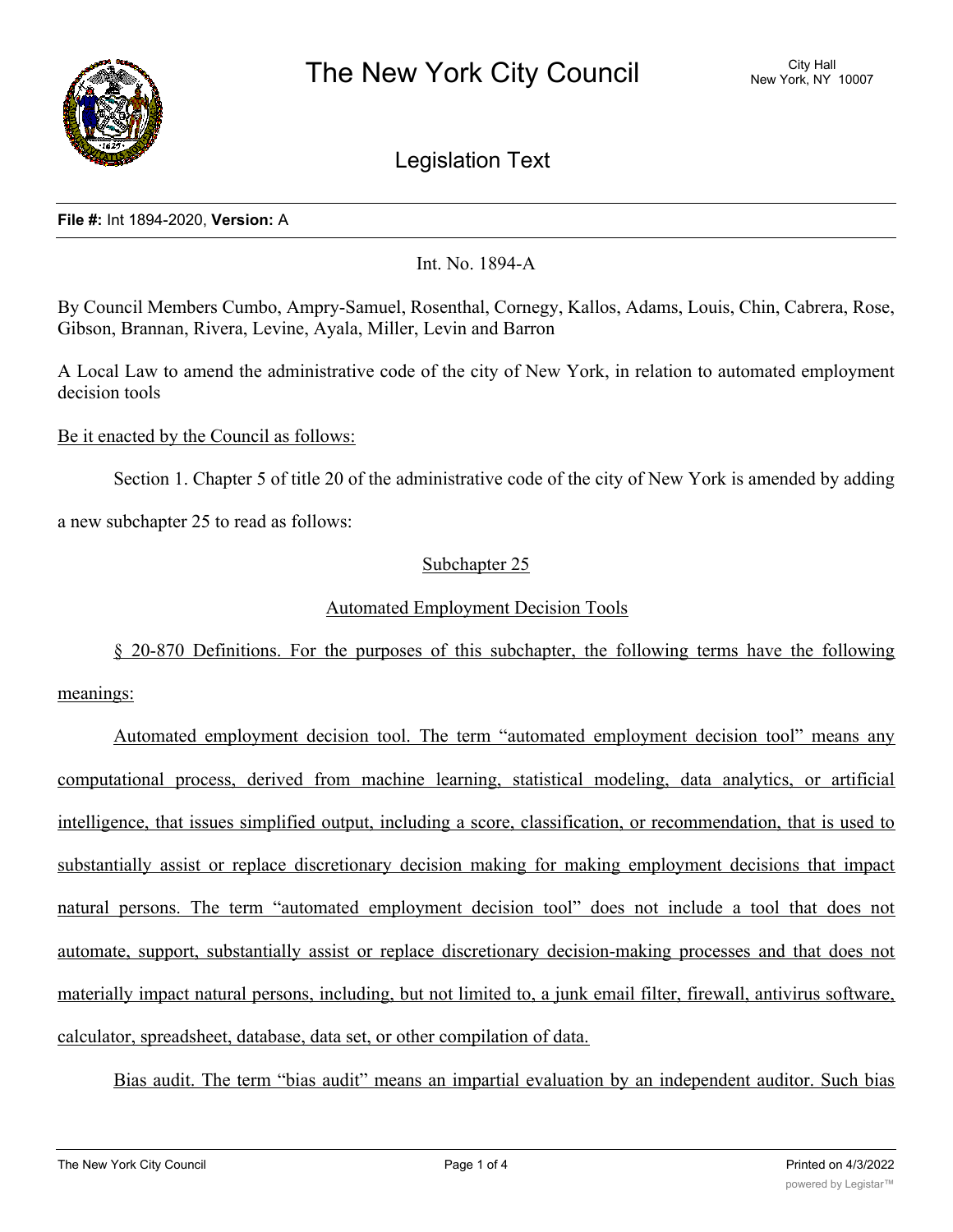# The New York City Council

City Hall
New York, NY 10007

## Legislation Text

**File #:** Int 1894-2020, **Version:** A

Int. No. 1894-A

By Council Members Cumbo, Ampry-Samuel, Rosenthal, Cornegy, Kallos, Adams, Louis, Chin, Cabrera, Rose, Gibson, Brannan, Rivera, Levine, Ayala, Miller, Levin and Barron

A Local Law to amend the administrative code of the city of New York, in relation to automated employment decision tools

Be it enacted by the Council as follows:

Section 1. Chapter 5 of title 20 of the administrative code of the city of New York is amended by adding a new subchapter 25 to read as follows:

Subchapter 25

Automated Employment Decision Tools

§ 20-870 Definitions. For the purposes of this subchapter, the following terms have the following meanings:

Automated employment decision tool. The term "automated employment decision tool" means any computational process, derived from machine learning, statistical modeling, data analytics, or artificial intelligence, that issues simplified output, including a score, classification, or recommendation, that is used to substantially assist or replace discretionary decision making for making employment decisions that impact natural persons. The term "automated employment decision tool" does not include a tool that does not automate, support, substantially assist or replace discretionary decision-making processes and that does not materially impact natural persons, including, but not limited to, a junk email filter, firewall, antivirus software, calculator, spreadsheet, database, data set, or other compilation of data.

Bias audit. The term "bias audit" means an impartial evaluation by an independent auditor. Such bias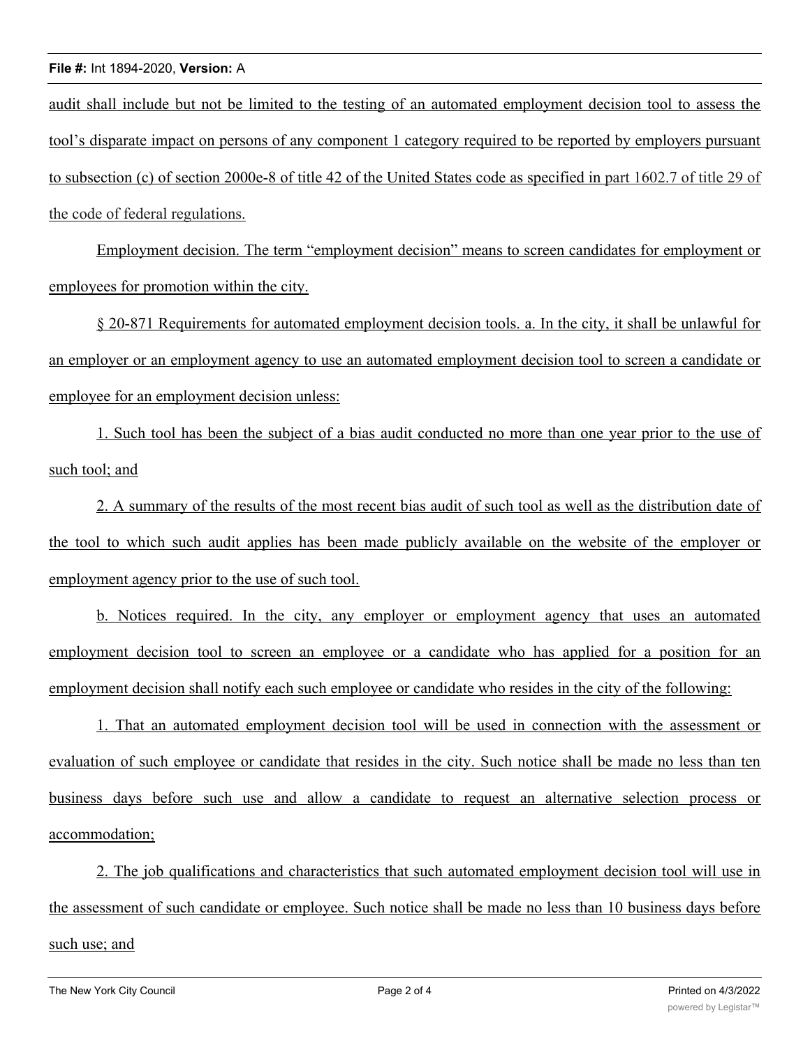audit shall include but not be limited to the testing of an automated employment decision tool to assess the tool's disparate impact on persons of any component 1 category required to be reported by employers pursuant to subsection (c) of section 2000e-8 of title 42 of the United States code as specified in part 1602.7 of title 29 of the code of federal regulations.

Employment decision. The term "employment decision" means to screen candidates for employment or employees for promotion within the city.

§ 20-871 Requirements for automated employment decision tools. a. In the city, it shall be unlawful for an employer or an employment agency to use an automated employment decision tool to screen a candidate or employee for an employment decision unless:

1. Such tool has been the subject of a bias audit conducted no more than one year prior to the use of such tool; and

2. A summary of the results of the most recent bias audit of such tool as well as the distribution date of the tool to which such audit applies has been made publicly available on the website of the employer or employment agency prior to the use of such tool.

b. Notices required. In the city, any employer or employment agency that uses an automated employment decision tool to screen an employee or a candidate who has applied for a position for an employment decision shall notify each such employee or candidate who resides in the city of the following:

1. That an automated employment decision tool will be used in connection with the assessment or evaluation of such employee or candidate that resides in the city. Such notice shall be made no less than ten business days before such use and allow a candidate to request an alternative selection process or accommodation;

2. The job qualifications and characteristics that such automated employment decision tool will use in the assessment of such candidate or employee. Such notice shall be made no less than 10 business days before such use; and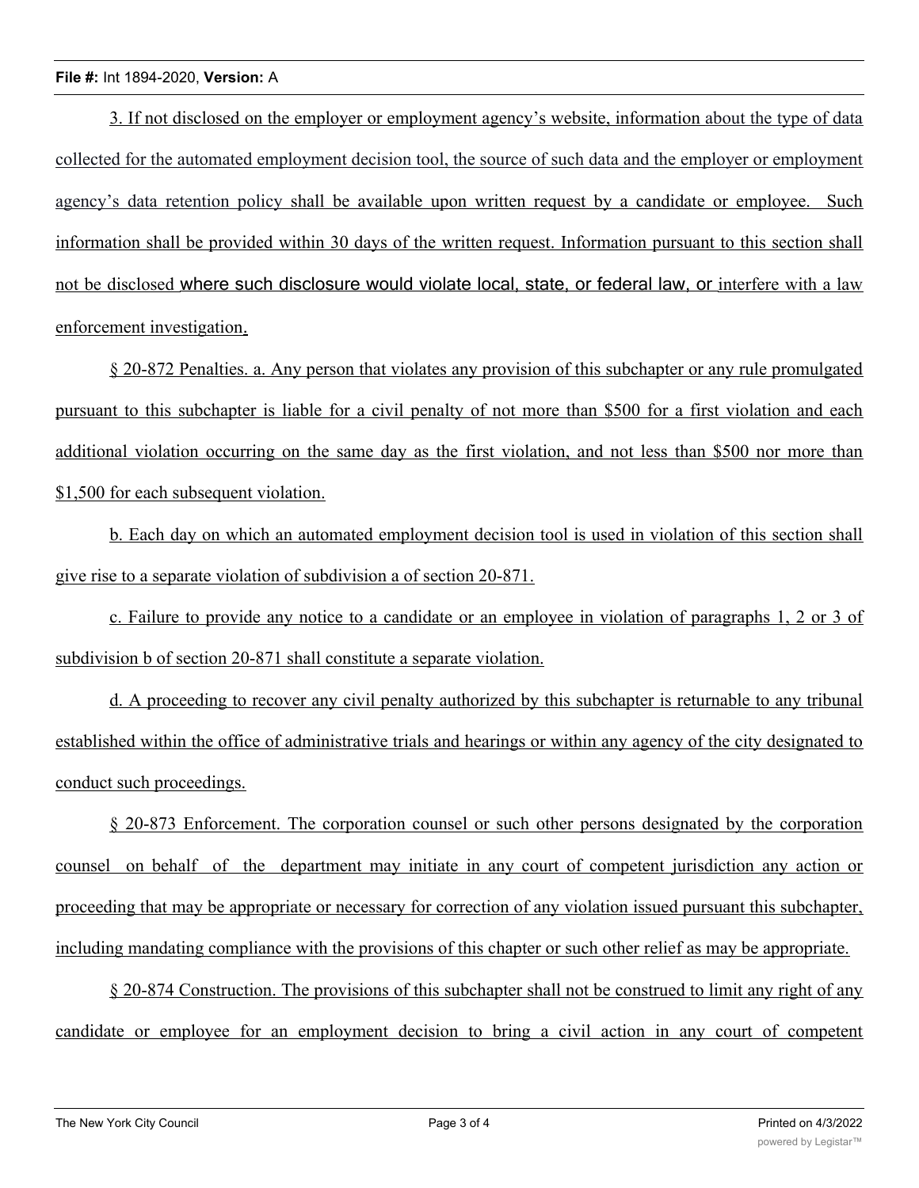3. If not disclosed on the employer or employment agency's website, information about the type of data collected for the automated employment decision tool, the source of such data and the employer or employment agency's data retention policy shall be available upon written request by a candidate or employee. Such information shall be provided within 30 days of the written request. Information pursuant to this section shall not be disclosed where such disclosure would violate local, state, or federal law, or interfere with a law enforcement investigation.

§ 20-872 Penalties. a. Any person that violates any provision of this subchapter or any rule promulgated pursuant to this subchapter is liable for a civil penalty of not more than $500 for a first violation and each additional violation occurring on the same day as the first violation, and not less than $500 nor more than $1,500 for each subsequent violation.

b. Each day on which an automated employment decision tool is used in violation of this section shall give rise to a separate violation of subdivision a of section 20-871.

c. Failure to provide any notice to a candidate or an employee in violation of paragraphs 1, 2 or 3 of subdivision b of section 20-871 shall constitute a separate violation.

d. A proceeding to recover any civil penalty authorized by this subchapter is returnable to any tribunal established within the office of administrative trials and hearings or within any agency of the city designated to conduct such proceedings.

§ 20-873 Enforcement. The corporation counsel or such other persons designated by the corporation counsel on behalf of the department may initiate in any court of competent jurisdiction any action or proceeding that may be appropriate or necessary for correction of any violation issued pursuant this subchapter, including mandating compliance with the provisions of this chapter or such other relief as may be appropriate.

§ 20-874 Construction. The provisions of this subchapter shall not be construed to limit any right of any candidate or employee for an employment decision to bring a civil action in any court of competent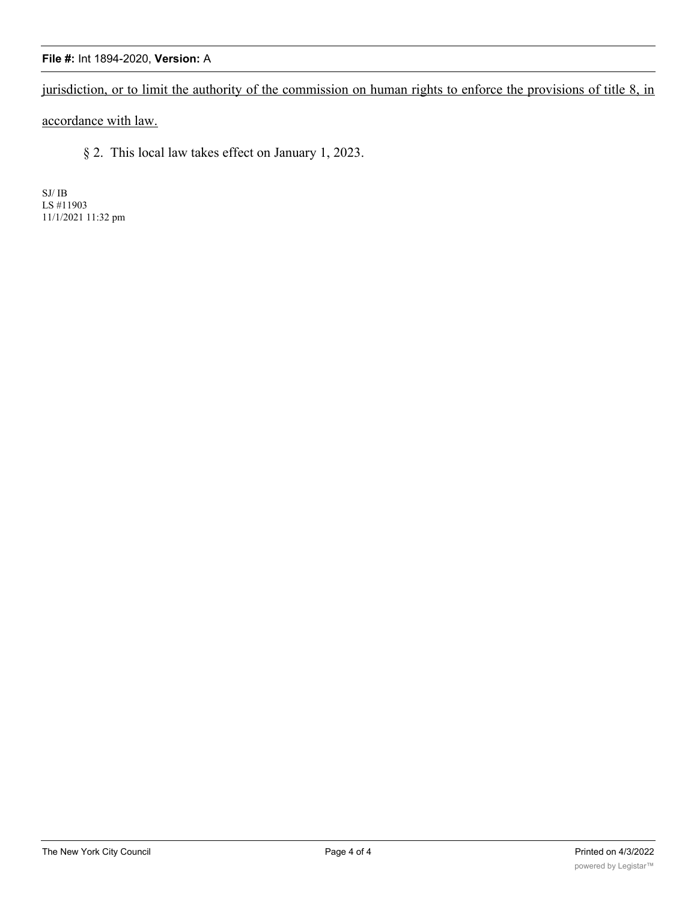jurisdiction, or to limit the authority of the commission on human rights to enforce the provisions of title 8, in accordance with law.

§ 2. This local law takes effect on January 1, 2023.

SJ/ IB
LS #11903
11/1/2021 11:32 pm